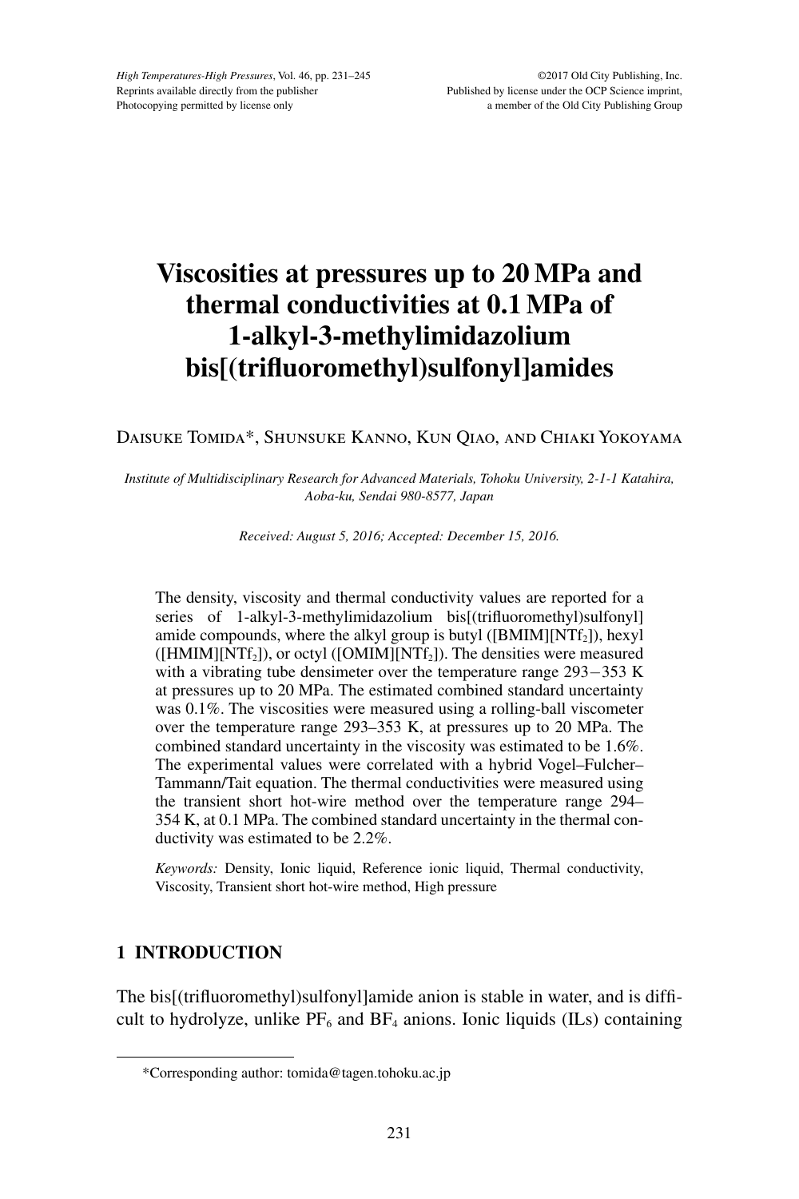# Viscosities at pressures up to 20 MPa and thermal conductivities at 0.1 MPa of 1-alkyl-3-methylimidazolium bis[(trifluoromethyl)sulfonyl]amides

Daisuke Tomida*, Shunsuke Kanno, Kun Qiao, and Chiaki Yokoyama

*Institute of Multidisciplinary Research for Advanced Materials, Tohoku University, 2-1-1 Katahira, Aoba-ku, Sendai 980-8577, Japan*

*Received: August 5, 2016; Accepted: December 15, 2016.*

The density, viscosity and thermal conductivity values are reported for a series of 1-alkyl-3-methylimidazolium bis[(trifluoromethyl)sulfonyl] amide compounds, where the alkyl group is butyl ([BMIM][$NTf_2$]), hexyl ([HMIM][$NTf_2$]), or octyl ([OMIM][$NTf_2$]). The densities were measured with a vibrating tube densimeter over the temperature range 293−353 K at pressures up to 20 MPa. The estimated combined standard uncertainty was 0.1%. The viscosities were measured using a rolling-ball viscometer over the temperature range 293–353 K, at pressures up to 20 MPa. The combined standard uncertainty in the viscosity was estimated to be 1.6%. The experimental values were correlated with a hybrid Vogel–Fulcher–Tammann/Tait equation. The thermal conductivities were measured using the transient short hot-wire method over the temperature range 294–354 K, at 0.1 MPa. The combined standard uncertainty in the thermal conductivity was estimated to be 2.2%.

*Keywords:* Density, Ionic liquid, Reference ionic liquid, Thermal conductivity, Viscosity, Transient short hot-wire method, High pressure

## 1 INTRODUCTION

The bis[(trifluoromethyl)sulfonyl]amide anion is stable in water, and is difficult to hydrolyze, unlike $PF_6$ and $BF_4$ anions. Ionic liquids (ILs) containing

*Corresponding author: tomida@tagen.tohoku.ac.jp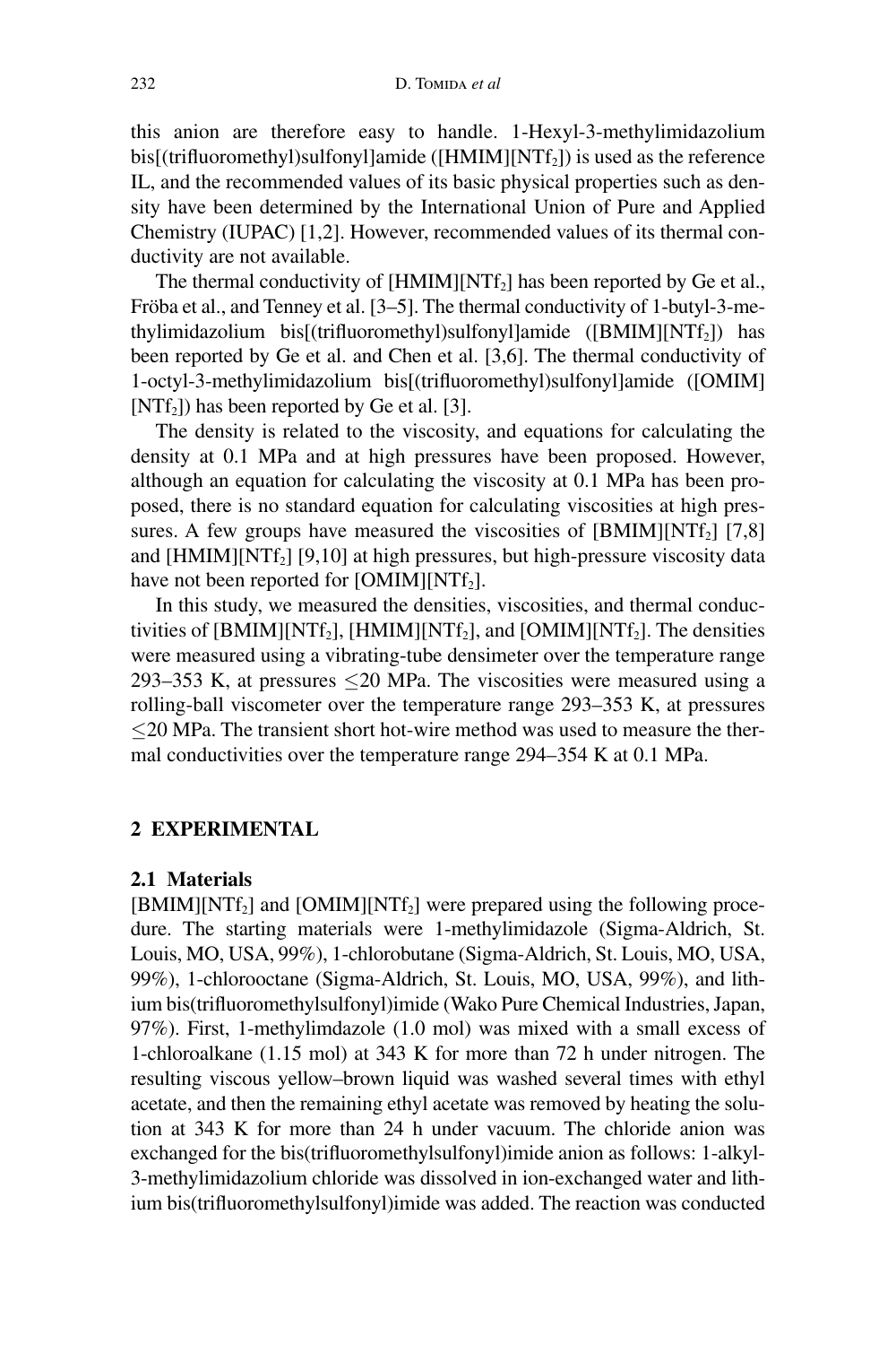this anion are therefore easy to handle. 1-Hexyl-3-methylimidazolium bis[(trifluoromethyl)sulfonyl]amide ([HMIM][$NTf_2$]) is used as the reference IL, and the recommended values of its basic physical properties such as density have been determined by the International Union of Pure and Applied Chemistry (IUPAC) [1,2]. However, recommended values of its thermal conductivity are not available.

The thermal conductivity of [HMIM][$NTf_2$] has been reported by Ge et al., Fröba et al., and Tenney et al. [3–5]. The thermal conductivity of 1-butyl-3-methylimidazolium bis[(trifluoromethyl)sulfonyl]amide ([BMIM][$NTf_2$]) has been reported by Ge et al. and Chen et al. [3,6]. The thermal conductivity of 1-octyl-3-methylimidazolium bis[(trifluoromethyl)sulfonyl]amide ([OMIM][$NTf_2$]) has been reported by Ge et al. [3].

The density is related to the viscosity, and equations for calculating the density at 0.1 MPa and at high pressures have been proposed. However, although an equation for calculating the viscosity at 0.1 MPa has been proposed, there is no standard equation for calculating viscosities at high pressures. A few groups have measured the viscosities of [BMIM][$NTf_2$] [7,8] and [HMIM][$NTf_2$] [9,10] at high pressures, but high-pressure viscosity data have not been reported for [OMIM][$NTf_2$].

In this study, we measured the densities, viscosities, and thermal conductivities of [BMIM][$NTf_2$], [HMIM][$NTf_2$], and [OMIM][$NTf_2$]. The densities were measured using a vibrating-tube densimeter over the temperature range 293–353 K, at pressures $\leq$20 MPa. The viscosities were measured using a rolling-ball viscometer over the temperature range 293–353 K, at pressures $\leq$20 MPa. The transient short hot-wire method was used to measure the thermal conductivities over the temperature range 294–354 K at 0.1 MPa.

## 2 EXPERIMENTAL

### 2.1 Materials

[BMIM][$NTf_2$] and [OMIM][$NTf_2$] were prepared using the following procedure. The starting materials were 1-methylimidazole (Sigma-Aldrich, St. Louis, MO, USA, 99%), 1-chlorobutane (Sigma-Aldrich, St. Louis, MO, USA, 99%), 1-chlorooctane (Sigma-Aldrich, St. Louis, MO, USA, 99%), and lithium bis(trifluoromethylsulfonyl)imide (Wako Pure Chemical Industries, Japan, 97%). First, 1-methylimdazole (1.0 mol) was mixed with a small excess of 1-chloroalkane (1.15 mol) at 343 K for more than 72 h under nitrogen. The resulting viscous yellow–brown liquid was washed several times with ethyl acetate, and then the remaining ethyl acetate was removed by heating the solution at 343 K for more than 24 h under vacuum. The chloride anion was exchanged for the bis(trifluoromethylsulfonyl)imide anion as follows: 1-alkyl-3-methylimidazolium chloride was dissolved in ion-exchanged water and lithium bis(trifluoromethylsulfonyl)imide was added. The reaction was conducted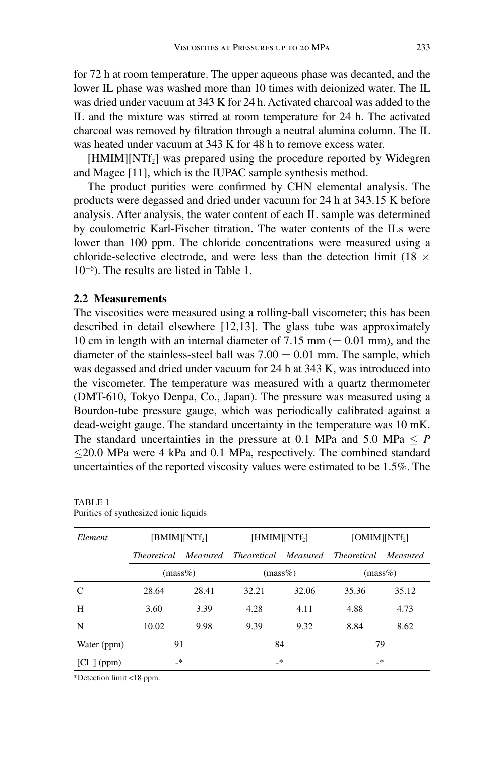for 72 h at room temperature. The upper aqueous phase was decanted, and the lower IL phase was washed more than 10 times with deionized water. The IL was dried under vacuum at 343 K for 24 h. Activated charcoal was added to the IL and the mixture was stirred at room temperature for 24 h. The activated charcoal was removed by filtration through a neutral alumina column. The IL was heated under vacuum at 343 K for 48 h to remove excess water.

[HMIM][$NTf_2$] was prepared using the procedure reported by Widegren and Magee [11], which is the IUPAC sample synthesis method.

The product purities were confirmed by CHN elemental analysis. The products were degassed and dried under vacuum for 24 h at 343.15 K before analysis. After analysis, the water content of each IL sample was determined by coulometric Karl-Fischer titration. The water contents of the ILs were lower than 100 ppm. The chloride concentrations were measured using a chloride-selective electrode, and were less than the detection limit ($18 \times 10^{-6}$). The results are listed in Table 1.

### 2.2 Measurements

The viscosities were measured using a rolling-ball viscometer; this has been described in detail elsewhere [12,13]. The glass tube was approximately 10 cm in length with an internal diameter of 7.15 mm ($\pm$ 0.01 mm), and the diameter of the stainless-steel ball was $7.00 \pm 0.01$ mm. The sample, which was degassed and dried under vacuum for 24 h at 343 K, was introduced into the viscometer. The temperature was measured with a quartz thermometer (DMT-610, Tokyo Denpa, Co., Japan). The pressure was measured using a Bourdon-tube pressure gauge, which was periodically calibrated against a dead-weight gauge. The standard uncertainty in the temperature was 10 mK. The standard uncertainties in the pressure at 0.1 MPa and 5.0 MPa $\leq P \leq$ 20.0 MPa were 4 kPa and 0.1 MPa, respectively. The combined standard uncertainties of the reported viscosity values were estimated to be 1.5%. The

TABLE 1
Purities of synthesized ionic liquids

| *Element* | [BMIM][$NTf_2$] | | [HMIM][$NTf_2$] | | [OMIM][$NTf_2$] | |
|---|---|---|---|---|---|---|
| | *Theoretical* | *Measured* | *Theoretical* | *Measured* | *Theoretical* | *Measured* |
| | (mass%) | | (mass%) | | (mass%) | |
| C | 28.64 | 28.41 | 32.21 | 32.06 | 35.36 | 35.12 |
| H | 3.60 | 3.39 | 4.28 | 4.11 | 4.88 | 4.73 |
| N | 10.02 | 9.98 | 9.39 | 9.32 | 8.84 | 8.62 |
| Water (ppm) | 91 | | 84 | | 79 | |
| [$Cl^-$] (ppm) | -* | | -* | | -* | |

*Detection limit <18 ppm.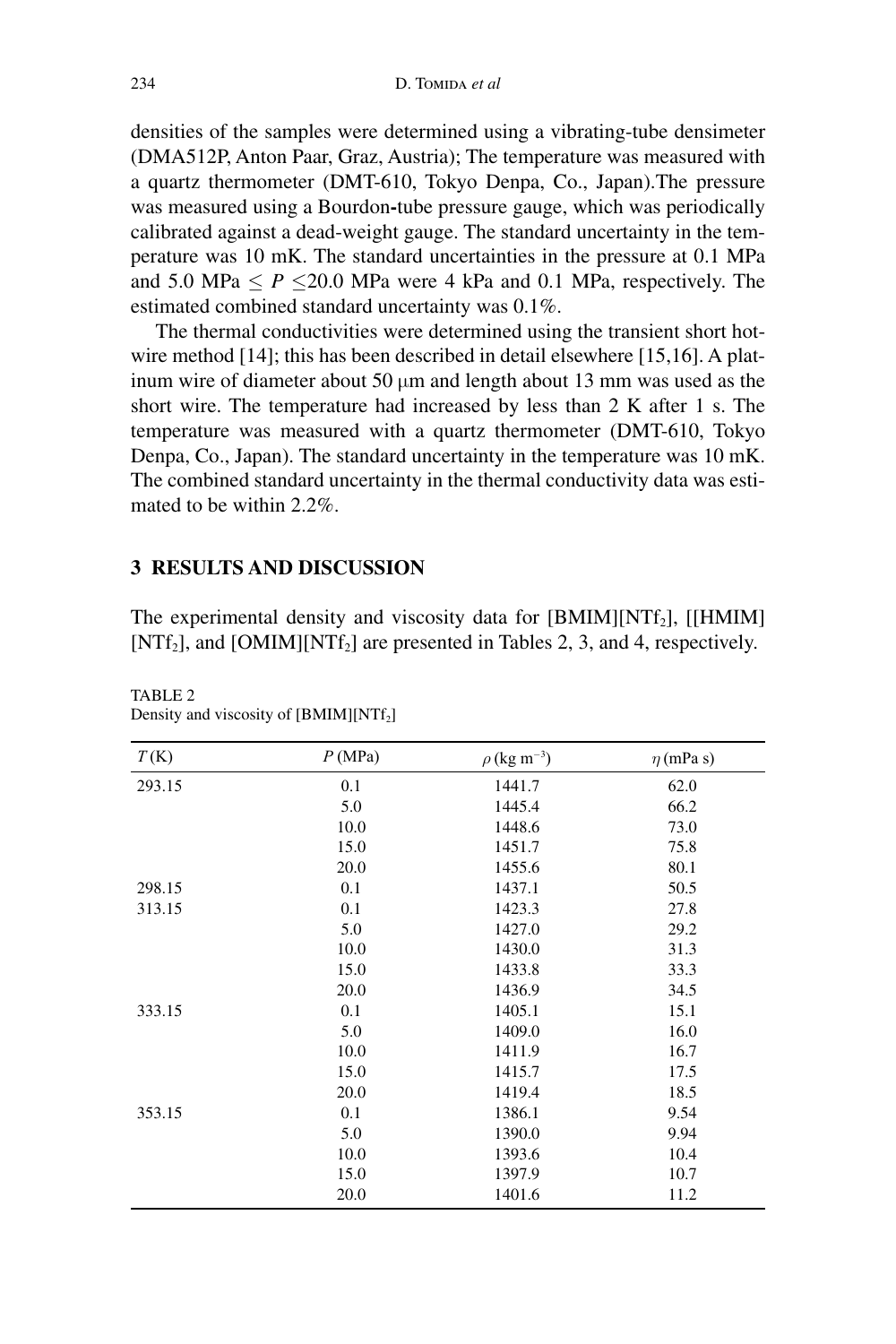densities of the samples were determined using a vibrating-tube densimeter (DMA512P, Anton Paar, Graz, Austria); The temperature was measured with a quartz thermometer (DMT-610, Tokyo Denpa, Co., Japan).The pressure was measured using a Bourdon-tube pressure gauge, which was periodically calibrated against a dead-weight gauge. The standard uncertainty in the temperature was 10 mK. The standard uncertainties in the pressure at 0.1 MPa and 5.0 MPa $\leq P \leq$20.0 MPa were 4 kPa and 0.1 MPa, respectively. The estimated combined standard uncertainty was 0.1%.

The thermal conductivities were determined using the transient short hot-wire method [14]; this has been described in detail elsewhere [15,16]. A platinum wire of diameter about 50 μm and length about 13 mm was used as the short wire. The temperature had increased by less than 2 K after 1 s. The temperature was measured with a quartz thermometer (DMT-610, Tokyo Denpa, Co., Japan). The standard uncertainty in the temperature was 10 mK. The combined standard uncertainty in the thermal conductivity data was estimated to be within 2.2%.

## 3 RESULTS AND DISCUSSION

The experimental density and viscosity data for [BMIM][$NTf_2$], [[HMIM] [$NTf_2$], and [OMIM][$NTf_2$] are presented in Tables 2, 3, and 4, respectively.

TABLE 2
Density and viscosity of [BMIM][$NTf_2$]

| $T$ (K) | $P$ (MPa) | $\rho$ (kg m$^{-3}$) | $\eta$ (mPa s) |
|---|---|---|---|
| 293.15 | 0.1 | 1441.7 | 62.0 |
| | 5.0 | 1445.4 | 66.2 |
| | 10.0 | 1448.6 | 73.0 |
| | 15.0 | 1451.7 | 75.8 |
| | 20.0 | 1455.6 | 80.1 |
| 298.15 | 0.1 | 1437.1 | 50.5 |
| 313.15 | 0.1 | 1423.3 | 27.8 |
| | 5.0 | 1427.0 | 29.2 |
| | 10.0 | 1430.0 | 31.3 |
| | 15.0 | 1433.8 | 33.3 |
| | 20.0 | 1436.9 | 34.5 |
| 333.15 | 0.1 | 1405.1 | 15.1 |
| | 5.0 | 1409.0 | 16.0 |
| | 10.0 | 1411.9 | 16.7 |
| | 15.0 | 1415.7 | 17.5 |
| | 20.0 | 1419.4 | 18.5 |
| 353.15 | 0.1 | 1386.1 | 9.54 |
| | 5.0 | 1390.0 | 9.94 |
| | 10.0 | 1393.6 | 10.4 |
| | 15.0 | 1397.9 | 10.7 |
| | 20.0 | 1401.6 | 11.2 |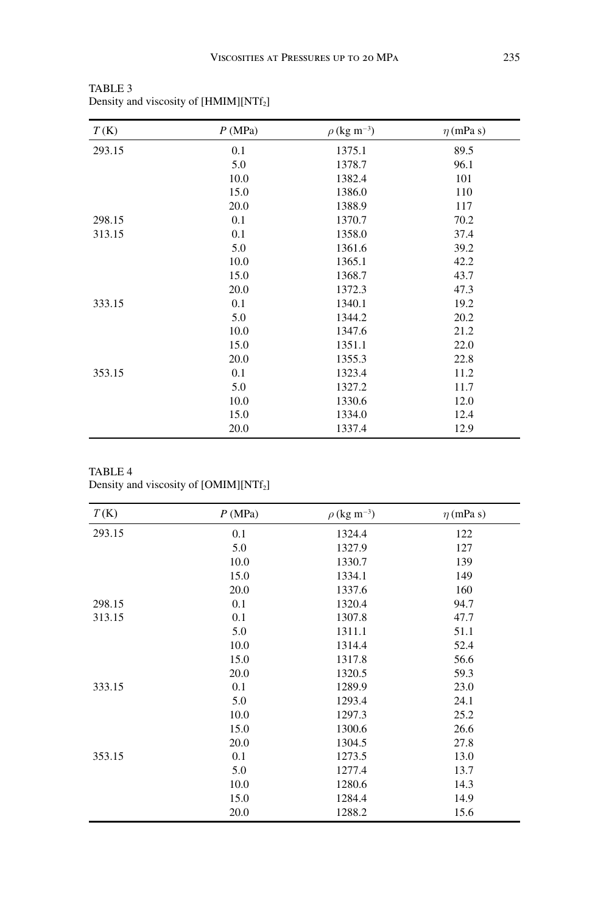TABLE 3
Density and viscosity of [HMIM][$NTf_2$]

| $T$ (K) | $P$ (MPa) | $\rho$ (kg m$^{-3}$) | $\eta$ (mPa s) |
|---|---|---|---|
| 293.15 | 0.1 | 1375.1 | 89.5 |
| | 5.0 | 1378.7 | 96.1 |
| | 10.0 | 1382.4 | 101 |
| | 15.0 | 1386.0 | 110 |
| | 20.0 | 1388.9 | 117 |
| 298.15 | 0.1 | 1370.7 | 70.2 |
| 313.15 | 0.1 | 1358.0 | 37.4 |
| | 5.0 | 1361.6 | 39.2 |
| | 10.0 | 1365.1 | 42.2 |
| | 15.0 | 1368.7 | 43.7 |
| | 20.0 | 1372.3 | 47.3 |
| 333.15 | 0.1 | 1340.1 | 19.2 |
| | 5.0 | 1344.2 | 20.2 |
| | 10.0 | 1347.6 | 21.2 |
| | 15.0 | 1351.1 | 22.0 |
| | 20.0 | 1355.3 | 22.8 |
| 353.15 | 0.1 | 1323.4 | 11.2 |
| | 5.0 | 1327.2 | 11.7 |
| | 10.0 | 1330.6 | 12.0 |
| | 15.0 | 1334.0 | 12.4 |
| | 20.0 | 1337.4 | 12.9 |

TABLE 4
Density and viscosity of [OMIM][$NTf_2$]

| $T$ (K) | $P$ (MPa) | $\rho$ (kg m$^{-3}$) | $\eta$ (mPa s) |
|---|---|---|---|
| 293.15 | 0.1 | 1324.4 | 122 |
| | 5.0 | 1327.9 | 127 |
| | 10.0 | 1330.7 | 139 |
| | 15.0 | 1334.1 | 149 |
| | 20.0 | 1337.6 | 160 |
| 298.15 | 0.1 | 1320.4 | 94.7 |
| 313.15 | 0.1 | 1307.8 | 47.7 |
| | 5.0 | 1311.1 | 51.1 |
| | 10.0 | 1314.4 | 52.4 |
| | 15.0 | 1317.8 | 56.6 |
| | 20.0 | 1320.5 | 59.3 |
| 333.15 | 0.1 | 1289.9 | 23.0 |
| | 5.0 | 1293.4 | 24.1 |
| | 10.0 | 1297.3 | 25.2 |
| | 15.0 | 1300.6 | 26.6 |
| | 20.0 | 1304.5 | 27.8 |
| 353.15 | 0.1 | 1273.5 | 13.0 |
| | 5.0 | 1277.4 | 13.7 |
| | 10.0 | 1280.6 | 14.3 |
| | 15.0 | 1284.4 | 14.9 |
| | 20.0 | 1288.2 | 15.6 |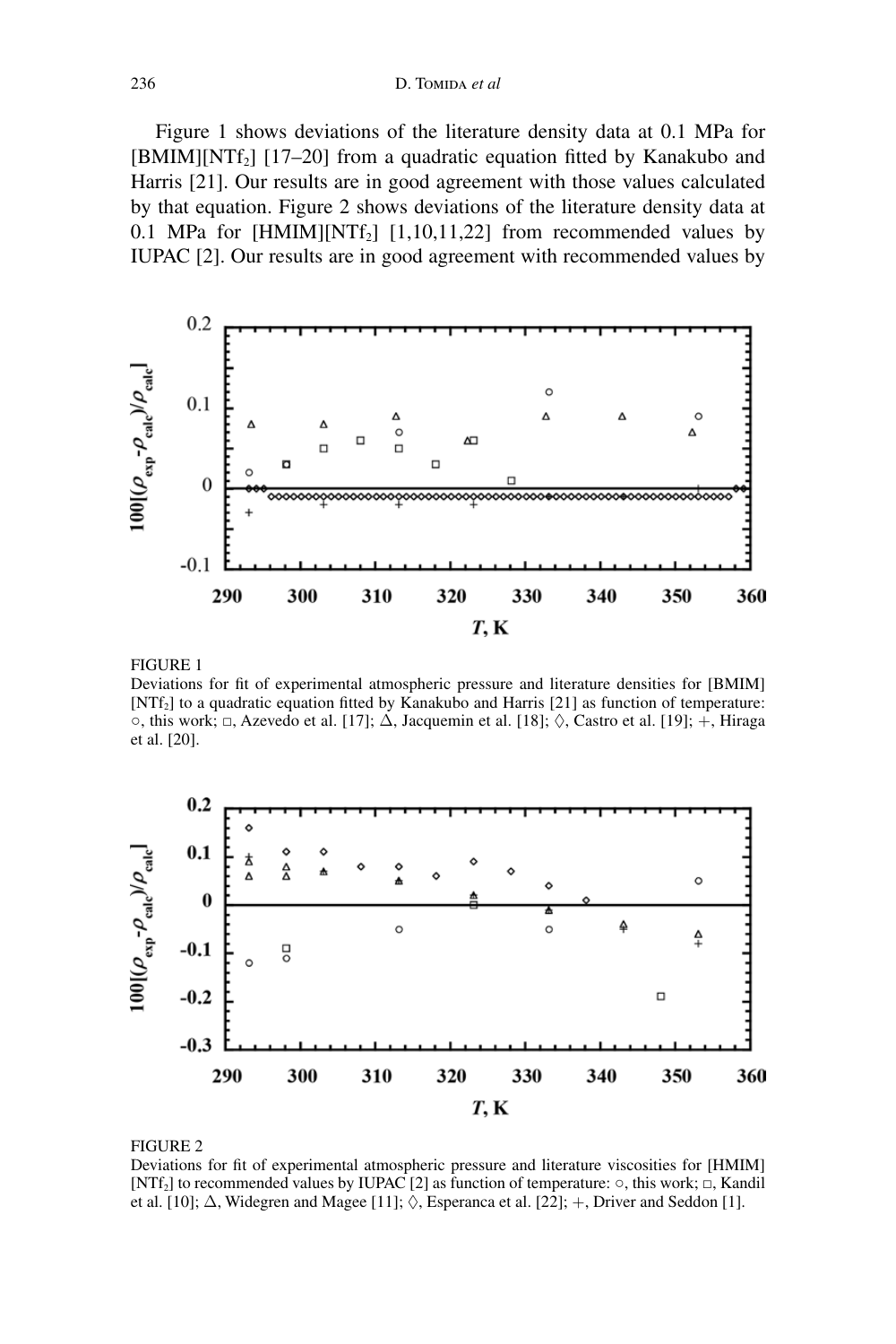Figure 1 shows deviations of the literature density data at 0.1 MPa for [BMIM][$NTf_2$] [17–20] from a quadratic equation fitted by Kanakubo and Harris [21]. Our results are in good agreement with those values calculated by that equation. Figure 2 shows deviations of the literature density data at 0.1 MPa for [HMIM][$NTf_2$] [1,10,11,22] from recommended values by IUPAC [2]. Our results are in good agreement with recommended values by

FIGURE 1
Deviations for fit of experimental atmospheric pressure and literature densities for [BMIM][$NTf_2$] to a quadratic equation fitted by Kanakubo and Harris [21] as function of temperature: ○, this work; □, Azevedo et al. [17]; △, Jacquemin et al. [18]; ◇, Castro et al. [19]; +, Hiraga et al. [20].

FIGURE 2
Deviations for fit of experimental atmospheric pressure and literature viscosities for [HMIM][$NTf_2$] to recommended values by IUPAC [2] as function of temperature: ○, this work; □, Kandil et al. [10]; △, Widegren and Magee [11]; ◇, Esperanca et al. [22]; +, Driver and Seddon [1].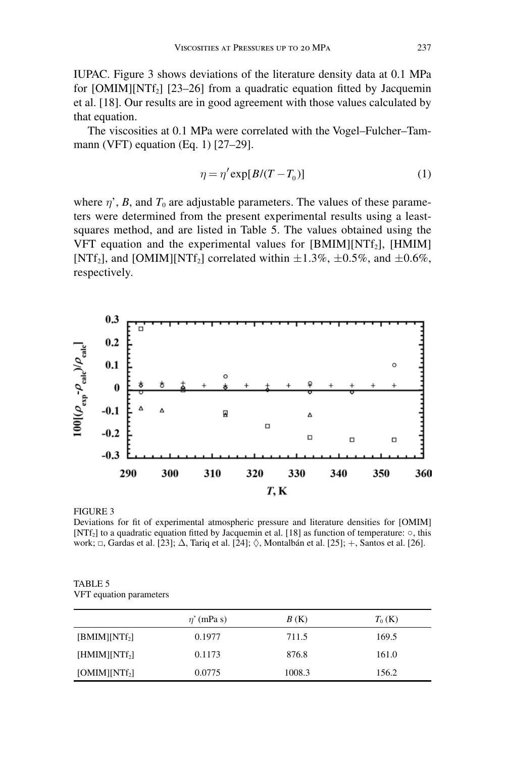IUPAC. Figure 3 shows deviations of the literature density data at 0.1 MPa for [OMIM][$NTf_2$] [23–26] from a quadratic equation fitted by Jacquemin et al. [18]. Our results are in good agreement with those values calculated by that equation.

The viscosities at 0.1 MPa were correlated with the Vogel–Fulcher–Tammann (VFT) equation (Eq. 1) [27–29].

$$\eta = \eta' \exp[B/(T - T_0)] \tag{1}$$

where $\eta$', $B$, and $T_0$ are adjustable parameters. The values of these parameters were determined from the present experimental results using a least-squares method, and are listed in Table 5. The values obtained using the VFT equation and the experimental values for [BMIM][$NTf_2$], [HMIM][$NTf_2$], and [OMIM][$NTf_2$] correlated within ±1.3%, ±0.5%, and ±0.6%, respectively.

FIGURE 3
Deviations for fit of experimental atmospheric pressure and literature densities for [OMIM][$NTf_2$] to a quadratic equation fitted by Jacquemin et al. [18] as function of temperature: ○, this work; □, Gardas et al. [23]; Δ, Tariq et al. [24]; ◇, Montalbán et al. [25]; +, Santos et al. [26].

TABLE 5
VFT equation parameters

| | $\eta$' (mPa s) | $B$ (K) | $T_0$ (K) |
|---|---|---|---|
| [BMIM][$NTf_2$] | 0.1977 | 711.5 | 169.5 |
| [HMIM][$NTf_2$] | 0.1173 | 876.8 | 161.0 |
| [OMIM][$NTf_2$] | 0.0775 | 1008.3 | 156.2 |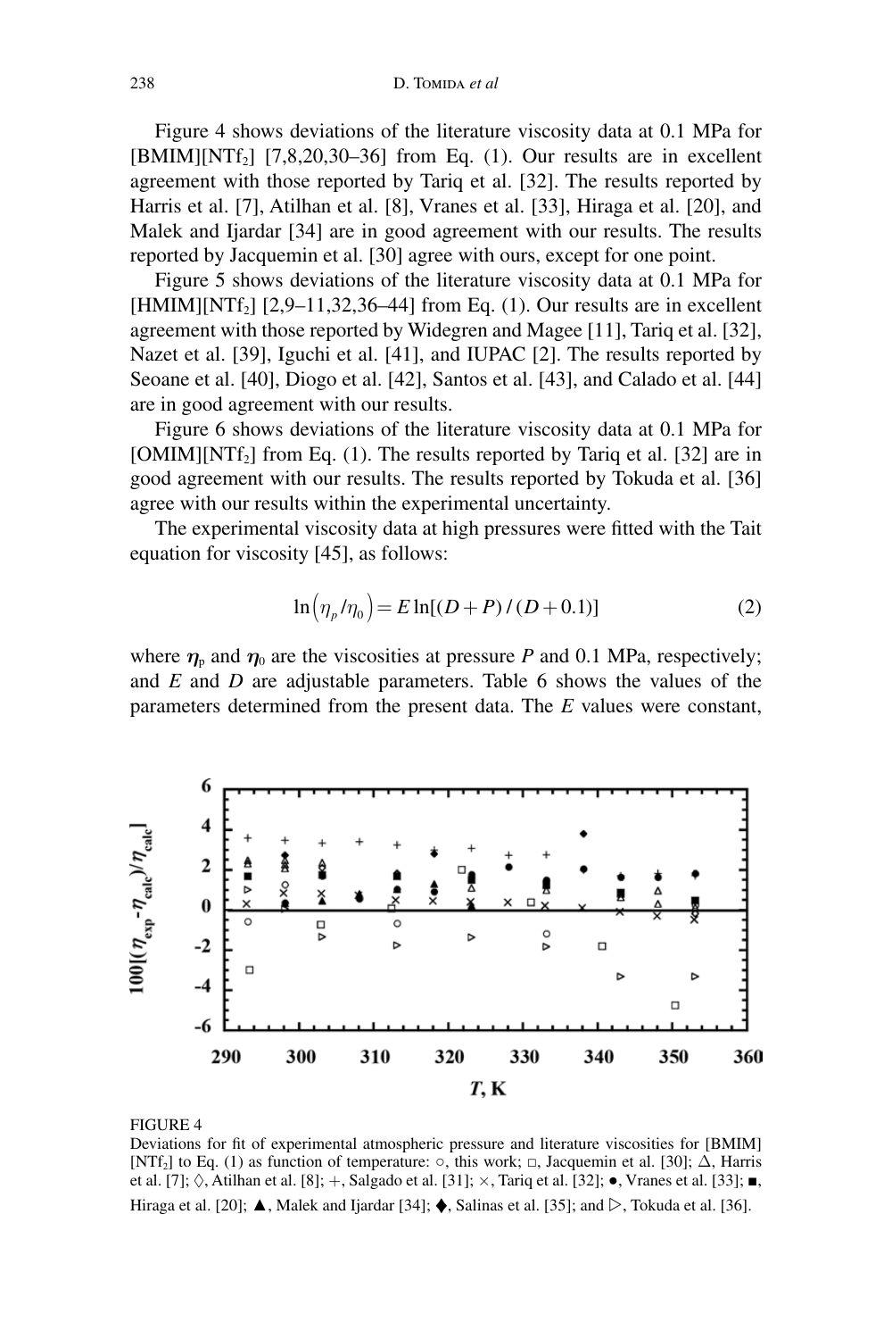Figure 4 shows deviations of the literature viscosity data at 0.1 MPa for [BMIM][$NTf_2$] [7,8,20,30–36] from Eq. (1). Our results are in excellent agreement with those reported by Tariq et al. [32]. The results reported by Harris et al. [7], Atilhan et al. [8], Vranes et al. [33], Hiraga et al. [20], and Malek and Ijardar [34] are in good agreement with our results. The results reported by Jacquemin et al. [30] agree with ours, except for one point.

Figure 5 shows deviations of the literature viscosity data at 0.1 MPa for [HMIM][$NTf_2$] [2,9–11,32,36–44] from Eq. (1). Our results are in excellent agreement with those reported by Widegren and Magee [11], Tariq et al. [32], Nazet et al. [39], Iguchi et al. [41], and IUPAC [2]. The results reported by Seoane et al. [40], Diogo et al. [42], Santos et al. [43], and Calado et al. [44] are in good agreement with our results.

Figure 6 shows deviations of the literature viscosity data at 0.1 MPa for [OMIM][$NTf_2$] from Eq. (1). The results reported by Tariq et al. [32] are in good agreement with our results. The results reported by Tokuda et al. [36] agree with our results within the experimental uncertainty.

The experimental viscosity data at high pressures were fitted with the Tait equation for viscosity [45], as follows:

$$\ln\left(\eta_p/\eta_0\right) = E\ln[(D+P)/(D+0.1)] \tag{2}$$

where $\eta_p$ and $\eta_0$ are the viscosities at pressure $P$ and 0.1 MPa, respectively; and $E$ and $D$ are adjustable parameters. Table 6 shows the values of the parameters determined from the present data. The $E$ values were constant,

FIGURE 4
Deviations for fit of experimental atmospheric pressure and literature viscosities for [BMIM][$NTf_2$] to Eq. (1) as function of temperature: ○, this work; □, Jacquemin et al. [30]; △, Harris et al. [7]; ◊, Atilhan et al. [8]; +, Salgado et al. [31]; ×, Tariq et al. [32]; ●, Vranes et al. [33]; ■, Hiraga et al. [20]; ▲, Malek and Ijardar [34]; ♦, Salinas et al. [35]; and ▷, Tokuda et al. [36].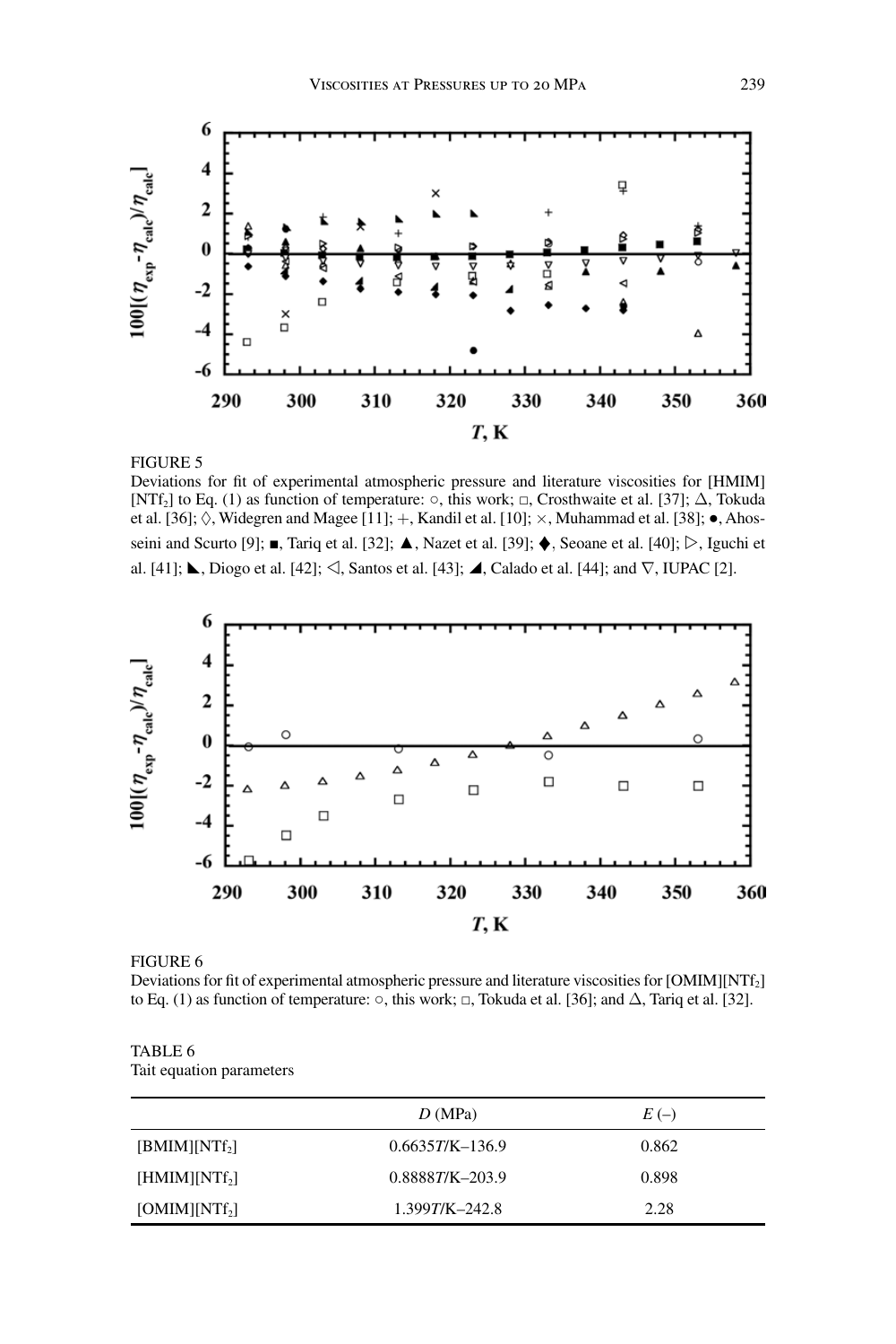FIGURE 5
Deviations for fit of experimental atmospheric pressure and literature viscosities for [HMIM][NTf$_2$] to Eq. (1) as function of temperature: ○, this work; □, Crosthwaite et al. [37]; Δ, Tokuda et al. [36]; ◊, Widegren and Magee [11]; +, Kandil et al. [10]; ×, Muhammad et al. [38]; ●, Ahosseini and Scurto [9]; ■, Tariq et al. [32]; ▲, Nazet et al. [39]; ♦, Seoane et al. [40]; ▷, Iguchi et al. [41]; ◣, Diogo et al. [42]; ◁, Santos et al. [43]; ◢, Calado et al. [44]; and ∇, IUPAC [2].

FIGURE 6
Deviations for fit of experimental atmospheric pressure and literature viscosities for [OMIM][NTf$_2$] to Eq. (1) as function of temperature: ○, this work; □, Tokuda et al. [36]; and Δ, Tariq et al. [32].

TABLE 6
Tait equation parameters

| | $D$ (MPa) | $E$ (–) |
|---|---|---|
| [BMIM][NTf$_2$] | 0.6635$T$/K–136.9 | 0.862 |
| [HMIM][NTf$_2$] | 0.8888$T$/K–203.9 | 0.898 |
| [OMIM][NTf$_2$] | 1.399$T$/K–242.8 | 2.28 |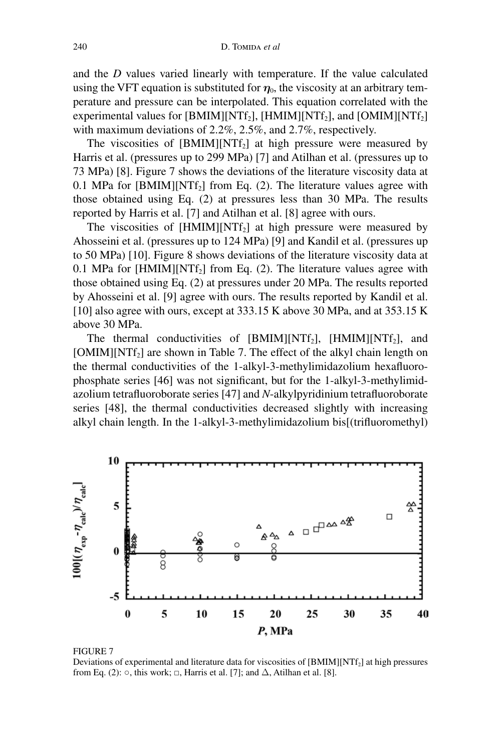and the $D$ values varied linearly with temperature. If the value calculated using the VFT equation is substituted for $\eta_0$, the viscosity at an arbitrary temperature and pressure can be interpolated. This equation correlated with the experimental values for [BMIM][$NTf_2$], [HMIM][$NTf_2$], and [OMIM][$NTf_2$] with maximum deviations of 2.2%, 2.5%, and 2.7%, respectively.

The viscosities of [BMIM][$NTf_2$] at high pressure were measured by Harris et al. (pressures up to 299 MPa) [7] and Atilhan et al. (pressures up to 73 MPa) [8]. Figure 7 shows the deviations of the literature viscosity data at 0.1 MPa for [BMIM][$NTf_2$] from Eq. (2). The literature values agree with those obtained using Eq. (2) at pressures less than 30 MPa. The results reported by Harris et al. [7] and Atilhan et al. [8] agree with ours.

The viscosities of [HMIM][$NTf_2$] at high pressure were measured by Ahosseini et al. (pressures up to 124 MPa) [9] and Kandil et al. (pressures up to 50 MPa) [10]. Figure 8 shows deviations of the literature viscosity data at 0.1 MPa for [HMIM][$NTf_2$] from Eq. (2). The literature values agree with those obtained using Eq. (2) at pressures under 20 MPa. The results reported by Ahosseini et al. [9] agree with ours. The results reported by Kandil et al. [10] also agree with ours, except at 333.15 K above 30 MPa, and at 353.15 K above 30 MPa.

The thermal conductivities of [BMIM][$NTf_2$], [HMIM][$NTf_2$], and [OMIM][$NTf_2$] are shown in Table 7. The effect of the alkyl chain length on the thermal conductivities of the 1-alkyl-3-methylimidazolium hexafluorophosphate series [46] was not significant, but for the 1-alkyl-3-methylimidazolium tetrafluoroborate series [47] and *N*-alkylpyridinium tetrafluoroborate series [48], the thermal conductivities decreased slightly with increasing alkyl chain length. In the 1-alkyl-3-methylimidazolium bis[(trifluoromethyl)

FIGURE 7
Deviations of experimental and literature data for viscosities of [BMIM][$NTf_2$] at high pressures from Eq. (2): ○, this work; □, Harris et al. [7]; and Δ, Atilhan et al. [8].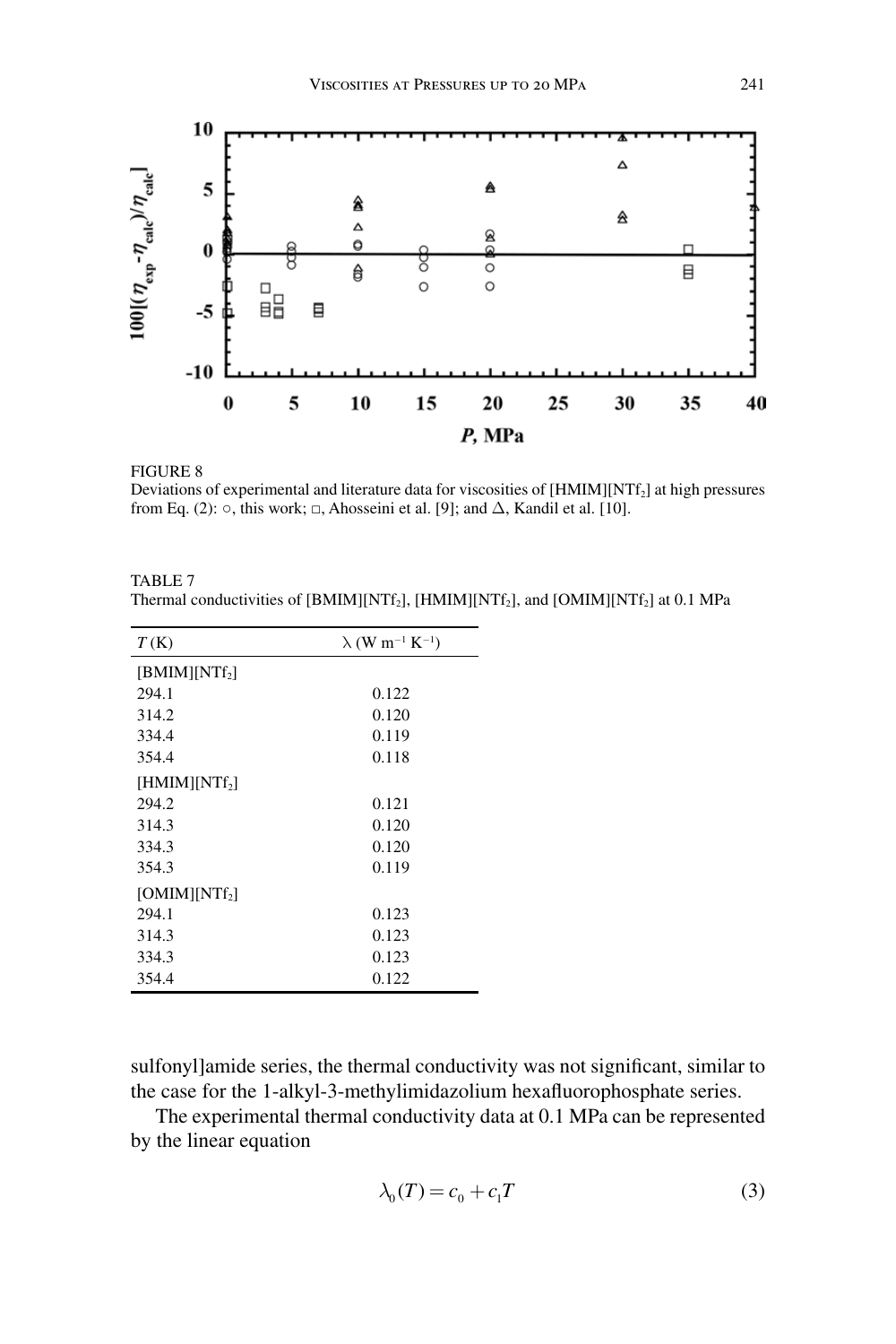FIGURE 8
Deviations of experimental and literature data for viscosities of [HMIM][NTf$_2$] at high pressures from Eq. (2): ○, this work; □, Ahosseini et al. [9]; and Δ, Kandil et al. [10].

TABLE 7
Thermal conductivities of [BMIM][NTf$_2$], [HMIM][NTf$_2$], and [OMIM][NTf$_2$] at 0.1 MPa

| $T$ (K) | $\lambda$ (W m$^{-1}$ K$^{-1}$) |
|---|---|
| [BMIM][NTf$_2$] | |
| 294.1 | 0.122 |
| 314.2 | 0.120 |
| 334.4 | 0.119 |
| 354.4 | 0.118 |
| [HMIM][NTf$_2$] | |
| 294.2 | 0.121 |
| 314.3 | 0.120 |
| 334.3 | 0.120 |
| 354.3 | 0.119 |
| [OMIM][NTf$_2$] | |
| 294.1 | 0.123 |
| 314.3 | 0.123 |
| 334.3 | 0.123 |
| 354.4 | 0.122 |

sulfonyl]amide series, the thermal conductivity was not significant, similar to the case for the 1-alkyl-3-methylimidazolium hexafluorophosphate series.

The experimental thermal conductivity data at 0.1 MPa can be represented by the linear equation

$$\lambda_0(T) = c_0 + c_1 T \tag{3}$$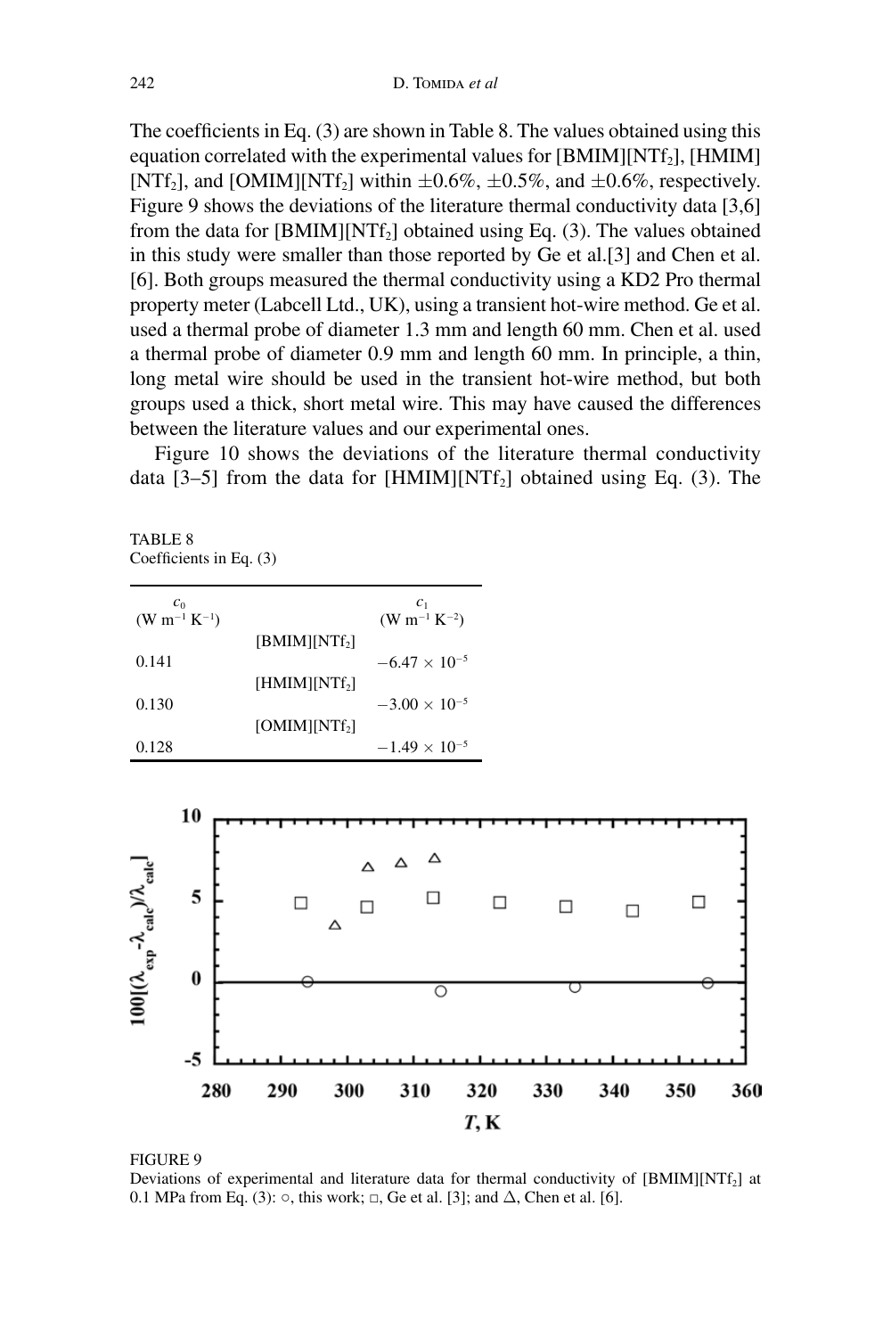The coefficients in Eq. (3) are shown in Table 8. The values obtained using this equation correlated with the experimental values for [BMIM][$NTf_2$], [HMIM][$NTf_2$], and [OMIM][$NTf_2$] within ±0.6%, ±0.5%, and ±0.6%, respectively. Figure 9 shows the deviations of the literature thermal conductivity data [3,6] from the data for [BMIM][$NTf_2$] obtained using Eq. (3). The values obtained in this study were smaller than those reported by Ge et al.[3] and Chen et al. [6]. Both groups measured the thermal conductivity using a KD2 Pro thermal property meter (Labcell Ltd., UK), using a transient hot-wire method. Ge et al. used a thermal probe of diameter 1.3 mm and length 60 mm. Chen et al. used a thermal probe of diameter 0.9 mm and length 60 mm. In principle, a thin, long metal wire should be used in the transient hot-wire method, but both groups used a thick, short metal wire. This may have caused the differences between the literature values and our experimental ones.

Figure 10 shows the deviations of the literature thermal conductivity data [3–5] from the data for [HMIM][$NTf_2$] obtained using Eq. (3). The

TABLE 8
Coefficients in Eq. (3)

| $c_0$ (W m$^{-1}$ K$^{-1}$) | | $c_1$ (W m$^{-1}$ K$^{-2}$) |
|---|---|---|
| | [BMIM][$NTf_2$] | |
| 0.141 | | $-6.47 \times 10^{-5}$ |
| | [HMIM][$NTf_2$] | |
| 0.130 | | $-3.00 \times 10^{-5}$ |
| | [OMIM][$NTf_2$] | |
| 0.128 | | $-1.49 \times 10^{-5}$ |

FIGURE 9
Deviations of experimental and literature data for thermal conductivity of [BMIM][$NTf_2$] at 0.1 MPa from Eq. (3): ○, this work; □, Ge et al. [3]; and Δ, Chen et al. [6].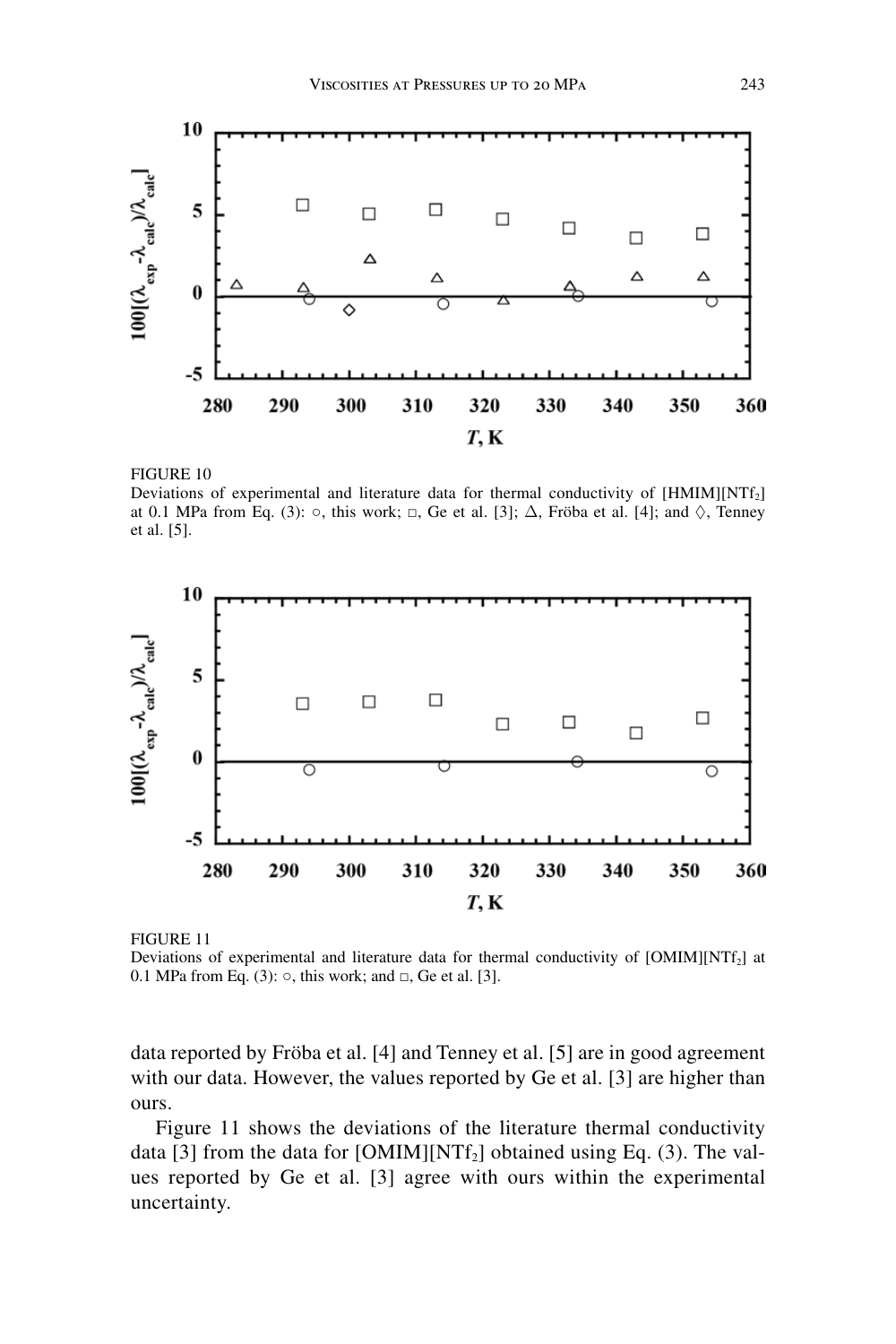FIGURE 10
Deviations of experimental and literature data for thermal conductivity of $[HMIM][NTf_2]$ at 0.1 MPa from Eq. (3): ○, this work; □, Ge et al. [3]; Δ, Fröba et al. [4]; and ◊, Tenney et al. [5].

FIGURE 11
Deviations of experimental and literature data for thermal conductivity of $[OMIM][NTf_2]$ at 0.1 MPa from Eq. (3): ○, this work; and □, Ge et al. [3].

data reported by Fröba et al. [4] and Tenney et al. [5] are in good agreement with our data. However, the values reported by Ge et al. [3] are higher than ours.

Figure 11 shows the deviations of the literature thermal conductivity data [3] from the data for $[OMIM][NTf_2]$ obtained using Eq. (3). The values reported by Ge et al. [3] agree with ours within the experimental uncertainty.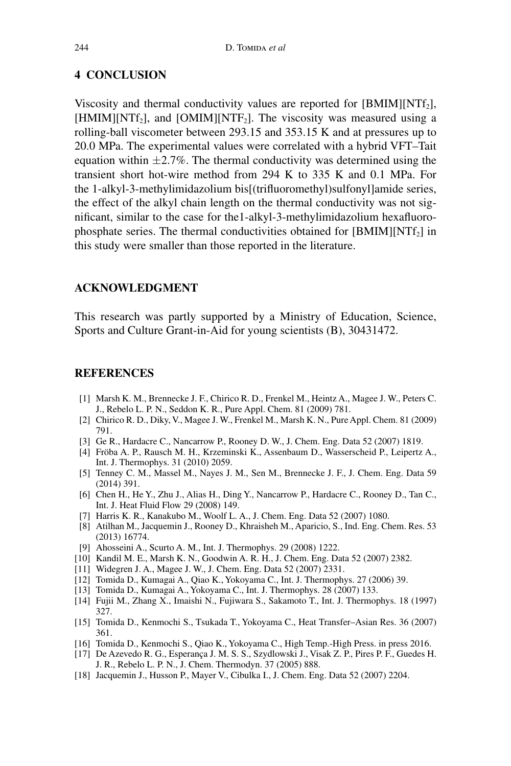## 4 CONCLUSION

Viscosity and thermal conductivity values are reported for [BMIM][$NTf_2$], [HMIM][$NTf_2$], and [OMIM][$NTF_2$]. The viscosity was measured using a rolling-ball viscometer between 293.15 and 353.15 K and at pressures up to 20.0 MPa. The experimental values were correlated with a hybrid VFT–Tait equation within $\pm 2.7\%$. The thermal conductivity was determined using the transient short hot-wire method from 294 K to 335 K and 0.1 MPa. For the 1-alkyl-3-methylimidazolium bis[(trifluoromethyl)sulfonyl]amide series, the effect of the alkyl chain length on the thermal conductivity was not significant, similar to the case for the1-alkyl-3-methylimidazolium hexafluorophosphate series. The thermal conductivities obtained for [BMIM][$NTf_2$] in this study were smaller than those reported in the literature.

## ACKNOWLEDGMENT

This research was partly supported by a Ministry of Education, Science, Sports and Culture Grant-in-Aid for young scientists (B), 30431472.

## REFERENCES

[1] Marsh K. M., Brennecke J. F., Chirico R. D., Frenkel M., Heintz A., Magee J. W., Peters C. J., Rebelo L. P. N., Seddon K. R., Pure Appl. Chem. 81 (2009) 781.
[2] Chirico R. D., Diky, V., Magee J. W., Frenkel M., Marsh K. N., Pure Appl. Chem. 81 (2009) 791.
[3] Ge R., Hardacre C., Nancarrow P., Rooney D. W., J. Chem. Eng. Data 52 (2007) 1819.
[4] Fröba A. P., Rausch M. H., Krzeminski K., Assenbaum D., Wasserscheid P., Leipertz A., Int. J. Thermophys. 31 (2010) 2059.
[5] Tenney C. M., Massel M., Nayes J. M., Sen M., Brennecke J. F., J. Chem. Eng. Data 59 (2014) 391.
[6] Chen H., He Y., Zhu J., Alias H., Ding Y., Nancarrow P., Hardacre C., Rooney D., Tan C., Int. J. Heat Fluid Flow 29 (2008) 149.
[7] Harris K. R., Kanakubo M., Woolf L. A., J. Chem. Eng. Data 52 (2007) 1080.
[8] Atilhan M., Jacquemin J., Rooney D., Khraisheh M., Aparicio, S., Ind. Eng. Chem. Res. 53 (2013) 16774.
[9] Ahosseini A., Scurto A. M., Int. J. Thermophys. 29 (2008) 1222.
[10] Kandil M. E., Marsh K. N., Goodwin A. R. H., J. Chem. Eng. Data 52 (2007) 2382.
[11] Widegren J. A., Magee J. W., J. Chem. Eng. Data 52 (2007) 2331.
[12] Tomida D., Kumagai A., Qiao K., Yokoyama C., Int. J. Thermophys. 27 (2006) 39.
[13] Tomida D., Kumagai A., Yokoyama C., Int. J. Thermophys. 28 (2007) 133.
[14] Fujii M., Zhang X., Imaishi N., Fujiwara S., Sakamoto T., Int. J. Thermophys. 18 (1997) 327.
[15] Tomida D., Kenmochi S., Tsukada T., Yokoyama C., Heat Transfer–Asian Res. 36 (2007) 361.
[16] Tomida D., Kenmochi S., Qiao K., Yokoyama C., High Temp.-High Press. in press 2016.
[17] De Azevedo R. G., Esperança J. M. S. S., Szydlowski J., Visak Z. P., Pires P. F., Guedes H. J. R., Rebelo L. P. N., J. Chem. Thermodyn. 37 (2005) 888.
[18] Jacquemin J., Husson P., Mayer V., Cibulka I., J. Chem. Eng. Data 52 (2007) 2204.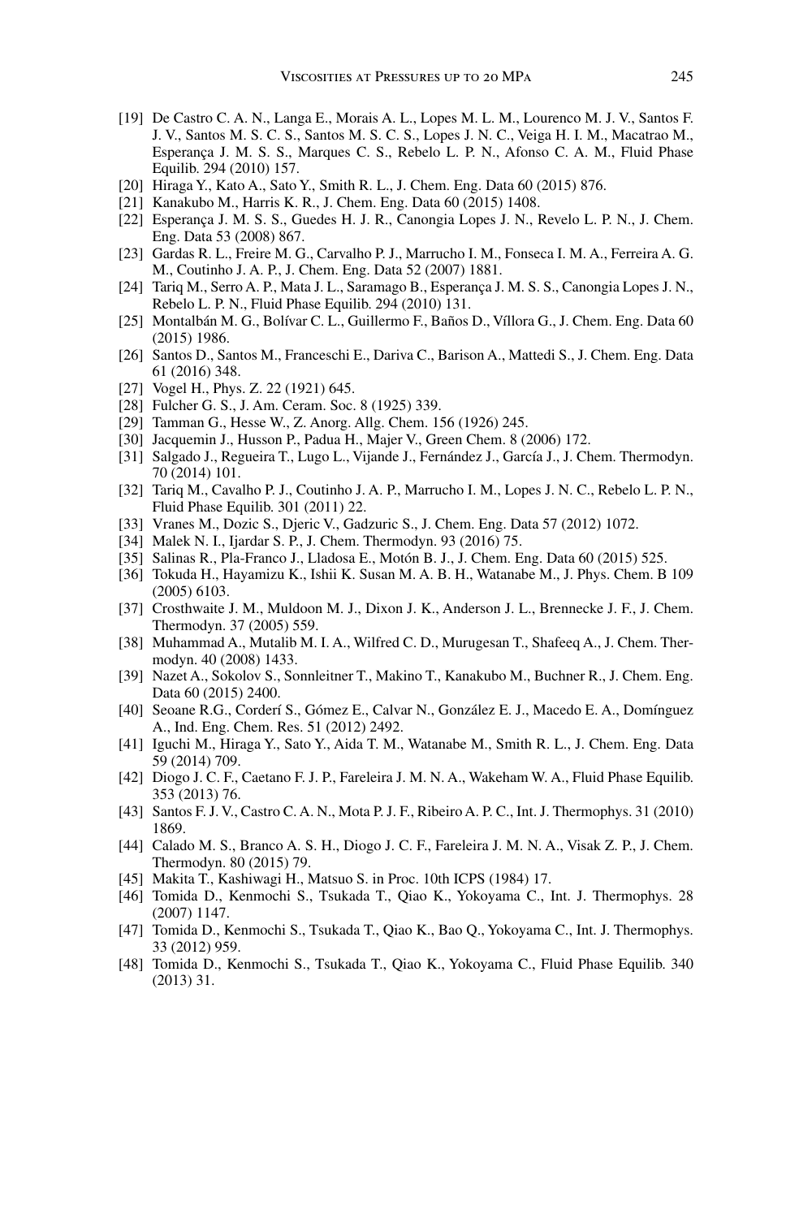[19] De Castro C. A. N., Langa E., Morais A. L., Lopes M. L. M., Lourenco M. J. V., Santos F. J. V., Santos M. S. C. S., Santos M. S. C. S., Lopes J. N. C., Veiga H. I. M., Macatrao M., Esperança J. M. S. S., Marques C. S., Rebelo L. P. N., Afonso C. A. M., Fluid Phase Equilib. 294 (2010) 157.

[20] Hiraga Y., Kato A., Sato Y., Smith R. L., J. Chem. Eng. Data 60 (2015) 876.

[21] Kanakubo M., Harris K. R., J. Chem. Eng. Data 60 (2015) 1408.

[22] Esperança J. M. S. S., Guedes H. J. R., Canongia Lopes J. N., Revelo L. P. N., J. Chem. Eng. Data 53 (2008) 867.

[23] Gardas R. L., Freire M. G., Carvalho P. J., Marrucho I. M., Fonseca I. M. A., Ferreira A. G. M., Coutinho J. A. P., J. Chem. Eng. Data 52 (2007) 1881.

[24] Tariq M., Serro A. P., Mata J. L., Saramago B., Esperança J. M. S. S., Canongia Lopes J. N., Rebelo L. P. N., Fluid Phase Equilib. 294 (2010) 131.

[25] Montalbán M. G., Bolívar C. L., Guillermo F., Baños D., Víllora G., J. Chem. Eng. Data 60 (2015) 1986.

[26] Santos D., Santos M., Franceschi E., Dariva C., Barison A., Mattedi S., J. Chem. Eng. Data 61 (2016) 348.

[27] Vogel H., Phys. Z. 22 (1921) 645.

[28] Fulcher G. S., J. Am. Ceram. Soc. 8 (1925) 339.

[29] Tamman G., Hesse W., Z. Anorg. Allg. Chem. 156 (1926) 245.

[30] Jacquemin J., Husson P., Padua H., Majer V., Green Chem. 8 (2006) 172.

[31] Salgado J., Regueira T., Lugo L., Vijande J., Fernández J., García J., J. Chem. Thermodyn. 70 (2014) 101.

[32] Tariq M., Cavalho P. J., Coutinho J. A. P., Marrucho I. M., Lopes J. N. C., Rebelo L. P. N., Fluid Phase Equilib. 301 (2011) 22.

[33] Vranes M., Dozic S., Djeric V., Gadzuric S., J. Chem. Eng. Data 57 (2012) 1072.

[34] Malek N. I., Ijardar S. P., J. Chem. Thermodyn. 93 (2016) 75.

[35] Salinas R., Pla-Franco J., Lladosa E., Motón B. J., J. Chem. Eng. Data 60 (2015) 525.

[36] Tokuda H., Hayamizu K., Ishii K. Susan M. A. B. H., Watanabe M., J. Phys. Chem. B 109 (2005) 6103.

[37] Crosthwaite J. M., Muldoon M. J., Dixon J. K., Anderson J. L., Brennecke J. F., J. Chem. Thermodyn. 37 (2005) 559.

[38] Muhammad A., Mutalib M. I. A., Wilfred C. D., Murugesan T., Shafeeq A., J. Chem. Thermodyn. 40 (2008) 1433.

[39] Nazet A., Sokolov S., Sonnleitner T., Makino T., Kanakubo M., Buchner R., J. Chem. Eng. Data 60 (2015) 2400.

[40] Seoane R.G., Corderí S., Gómez E., Calvar N., González E. J., Macedo E. A., Domínguez A., Ind. Eng. Chem. Res. 51 (2012) 2492.

[41] Iguchi M., Hiraga Y., Sato Y., Aida T. M., Watanabe M., Smith R. L., J. Chem. Eng. Data 59 (2014) 709.

[42] Diogo J. C. F., Caetano F. J. P., Fareleira J. M. N. A., Wakeham W. A., Fluid Phase Equilib. 353 (2013) 76.

[43] Santos F. J. V., Castro C. A. N., Mota P. J. F., Ribeiro A. P. C., Int. J. Thermophys. 31 (2010) 1869.

[44] Calado M. S., Branco A. S. H., Diogo J. C. F., Fareleira J. M. N. A., Visak Z. P., J. Chem. Thermodyn. 80 (2015) 79.

[45] Makita T., Kashiwagi H., Matsuo S. in Proc. 10th ICPS (1984) 17.

[46] Tomida D., Kenmochi S., Tsukada T., Qiao K., Yokoyama C., Int. J. Thermophys. 28 (2007) 1147.

[47] Tomida D., Kenmochi S., Tsukada T., Qiao K., Bao Q., Yokoyama C., Int. J. Thermophys. 33 (2012) 959.

[48] Tomida D., Kenmochi S., Tsukada T., Qiao K., Yokoyama C., Fluid Phase Equilib. 340 (2013) 31.